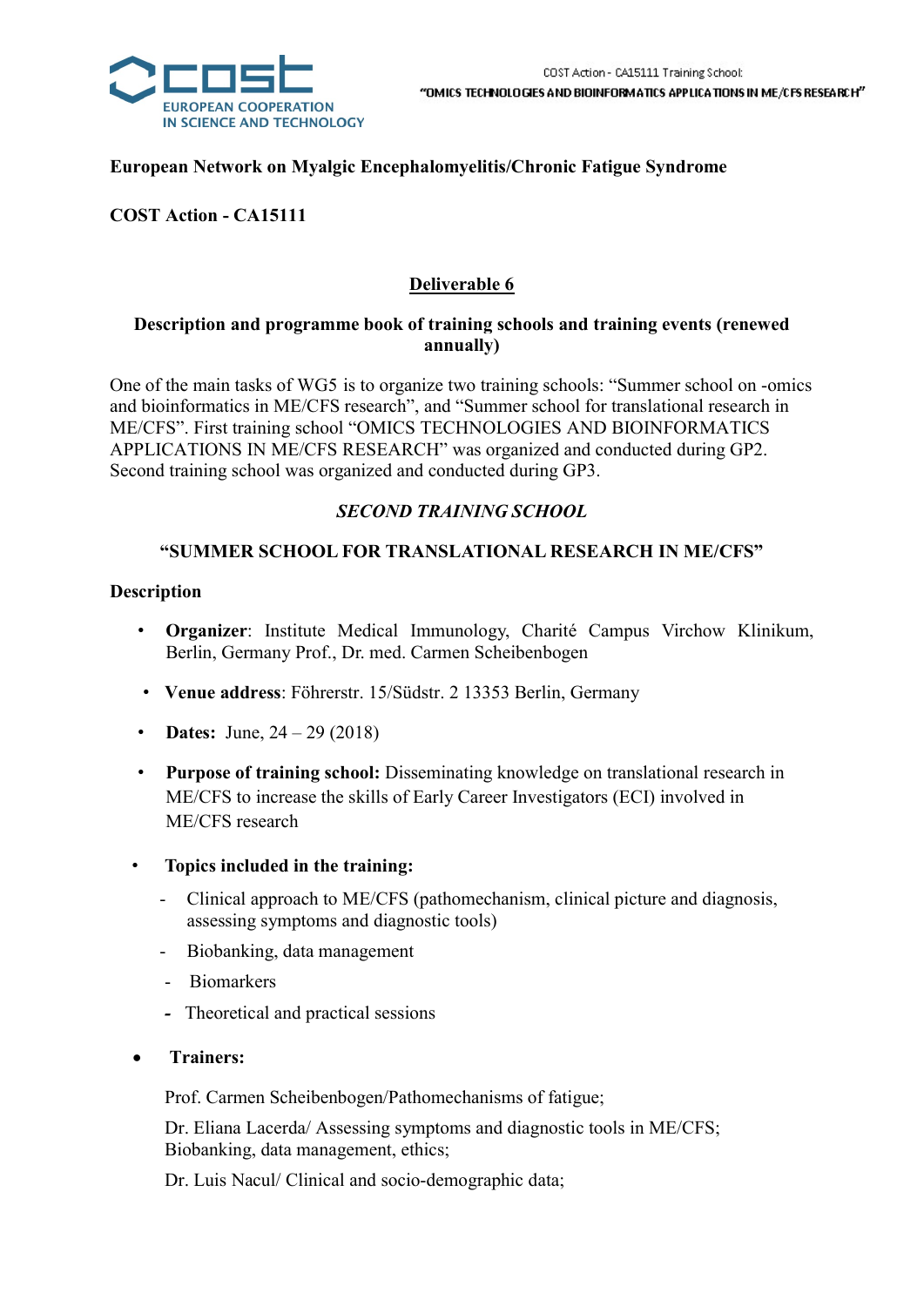COST Action - CA15111 Training School:
"OMICS TECHNOLOGIES AND BIOINFORMATICS APPLICATIONS IN ME/CFS RESEARCH"

**European Network on Myalgic Encephalomyelitis/Chronic Fatigue Syndrome**

**COST Action - CA15111**

## Deliverable 6

### Description and programme book of training schools and training events (renewed annually)

One of the main tasks of WG5 is to organize two training schools: "Summer school on -omics and bioinformatics in ME/CFS research", and "Summer school for translational research in ME/CFS". First training school "OMICS TECHNOLOGIES AND BIOINFORMATICS APPLICATIONS IN ME/CFS RESEARCH" was organized and conducted during GP2. Second training school was organized and conducted during GP3.

### *SECOND TRAINING SCHOOL*

### "SUMMER SCHOOL FOR TRANSLATIONAL RESEARCH IN ME/CFS"

**Description**

- **Organizer**: Institute Medical Immunology, Charité Campus Virchow Klinikum, Berlin, Germany Prof., Dr. med. Carmen Scheibenbogen
- **Venue address**: Föhrerstr. 15/Südstr. 2 13353 Berlin, Germany
- **Dates:** June, 24 – 29 (2018)
- **Purpose of training school:** Disseminating knowledge on translational research in ME/CFS to increase the skills of Early Career Investigators (ECI) involved in ME/CFS research
- **Topics included in the training:**
  - Clinical approach to ME/CFS (pathomechanism, clinical picture and diagnosis, assessing symptoms and diagnostic tools)
  - Biobanking, data management
  - Biomarkers
  - Theoretical and practical sessions
- **Trainers:**

  Prof. Carmen Scheibenbogen/Pathomechanisms of fatigue;

  Dr. Eliana Lacerda/ Assessing symptoms and diagnostic tools in ME/CFS; Biobanking, data management, ethics;

  Dr. Luis Nacul/ Clinical and socio-demographic data;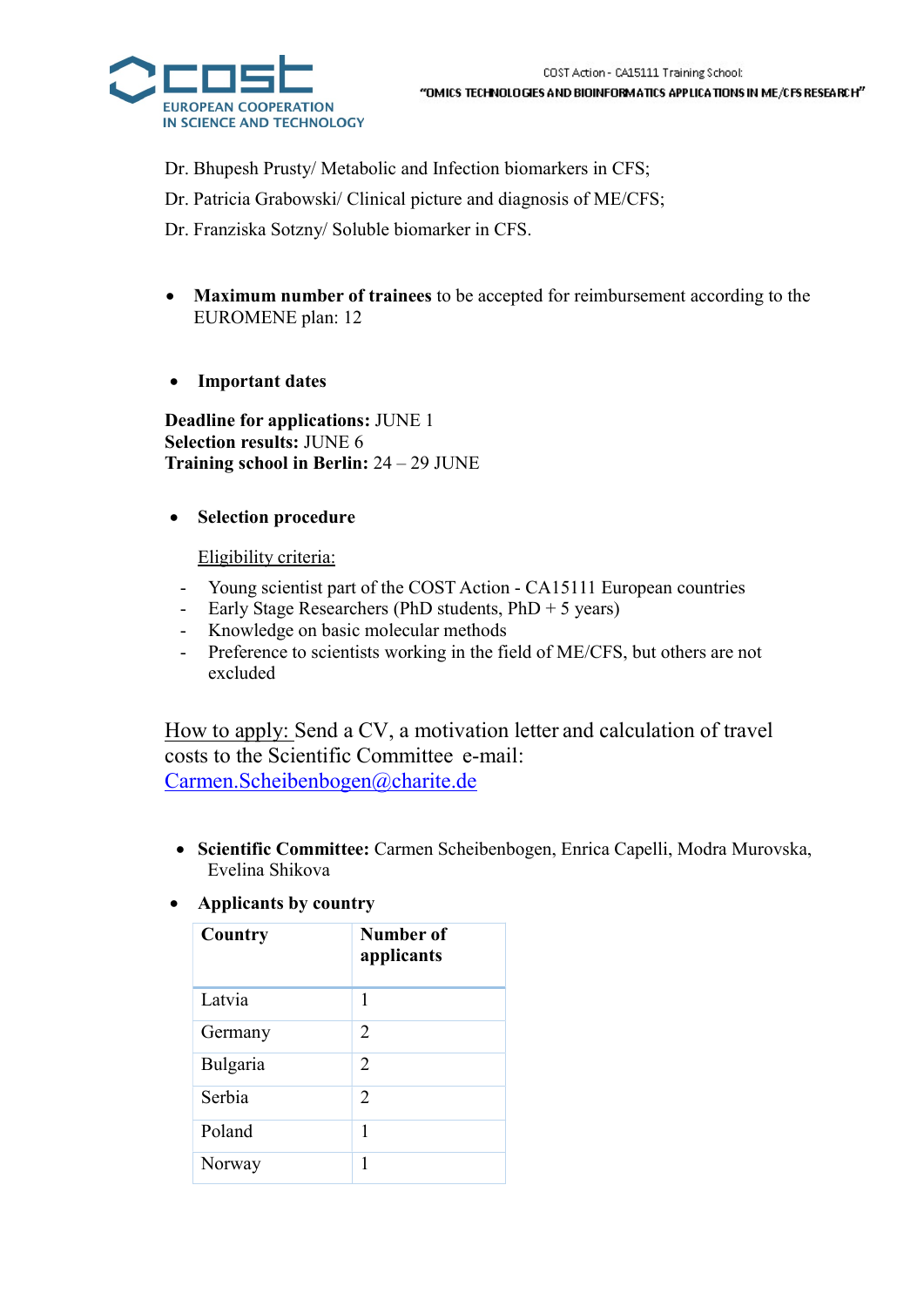Dr. Bhupesh Prusty/ Metabolic and Infection biomarkers in CFS;

Dr. Patricia Grabowski/ Clinical picture and diagnosis of ME/CFS;

Dr. Franziska Sotzny/ Soluble biomarker in CFS.

- **Maximum number of trainees** to be accepted for reimbursement according to the EUROMENE plan: 12

- **Important dates**

**Deadline for applications:** JUNE 1
**Selection results:** JUNE 6
**Training school in Berlin:** 24 – 29 JUNE

- **Selection procedure**

Eligibility criteria:

- Young scientist part of the COST Action - CA15111 European countries
- Early Stage Researchers (PhD students, PhD + 5 years)
- Knowledge on basic molecular methods
- Preference to scientists working in the field of ME/CFS, but others are not excluded

How to apply: Send a CV, a motivation letter and calculation of travel costs to the Scientific Committee e-mail: Carmen.Scheibenbogen@charite.de

- **Scientific Committee:** Carmen Scheibenbogen, Enrica Capelli, Modra Murovska, Evelina Shikova

- **Applicants by country**

| Country | Number of applicants |
|---|---|
| Latvia | 1 |
| Germany | 2 |
| Bulgaria | 2 |
| Serbia | 2 |
| Poland | 1 |
| Norway | 1 |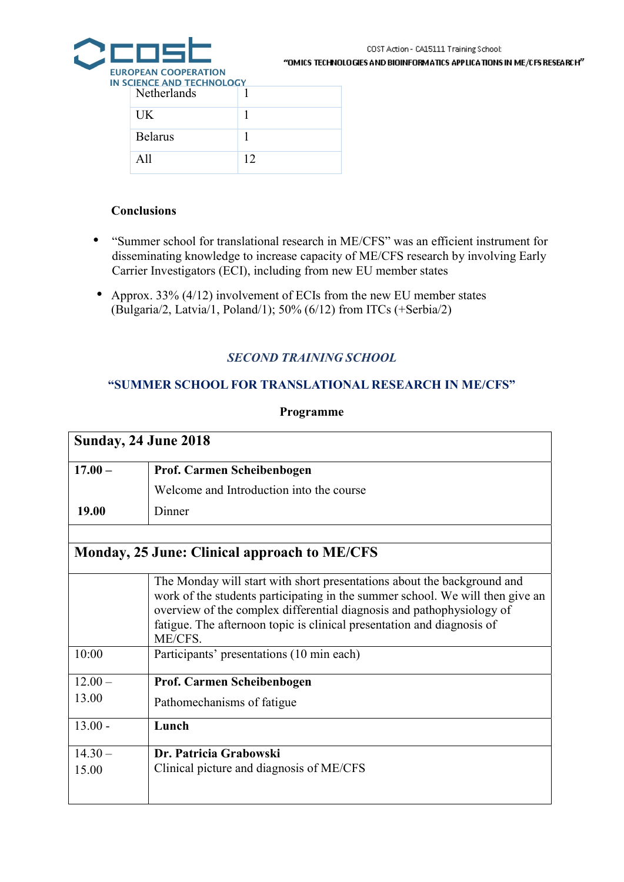| Netherlands | 1 |
|---|---|
| UK | 1 |
| Belarus | 1 |
| All | 12 |

**Conclusions**

- "Summer school for translational research in ME/CFS" was an efficient instrument for disseminating knowledge to increase capacity of ME/CFS research by involving Early Carrier Investigators (ECI), including from new EU member states
- Approx. 33% (4/12) involvement of ECIs from the new EU member states (Bulgaria/2, Latvia/1, Poland/1); 50% (6/12) from ITCs (+Serbia/2)

### *SECOND TRAINING SCHOOL*

### "SUMMER SCHOOL FOR TRANSLATIONAL RESEARCH IN ME/CFS"

**Programme**

| **Sunday, 24 June 2018** | |
|---|---|
| **17.00 –** | **Prof. Carmen Scheibenbogen**<br>Welcome and Introduction into the course |
| **19.00** | Dinner |
| | |
| **Monday, 25 June: Clinical approach to ME/CFS** | |
| | The Monday will start with short presentations about the background and work of the students participating in the summer school. We will then give an overview of the complex differential diagnosis and pathophysiology of fatigue. The afternoon topic is clinical presentation and diagnosis of ME/CFS. |
| 10:00 | Participants' presentations (10 min each) |
| 12.00 – 13.00 | **Prof. Carmen Scheibenbogen**<br>Pathomechanisms of fatigue |
| 13.00 - | **Lunch** |
| 14.30 – 15.00 | **Dr. Patricia Grabowski**<br>Clinical picture and diagnosis of ME/CFS |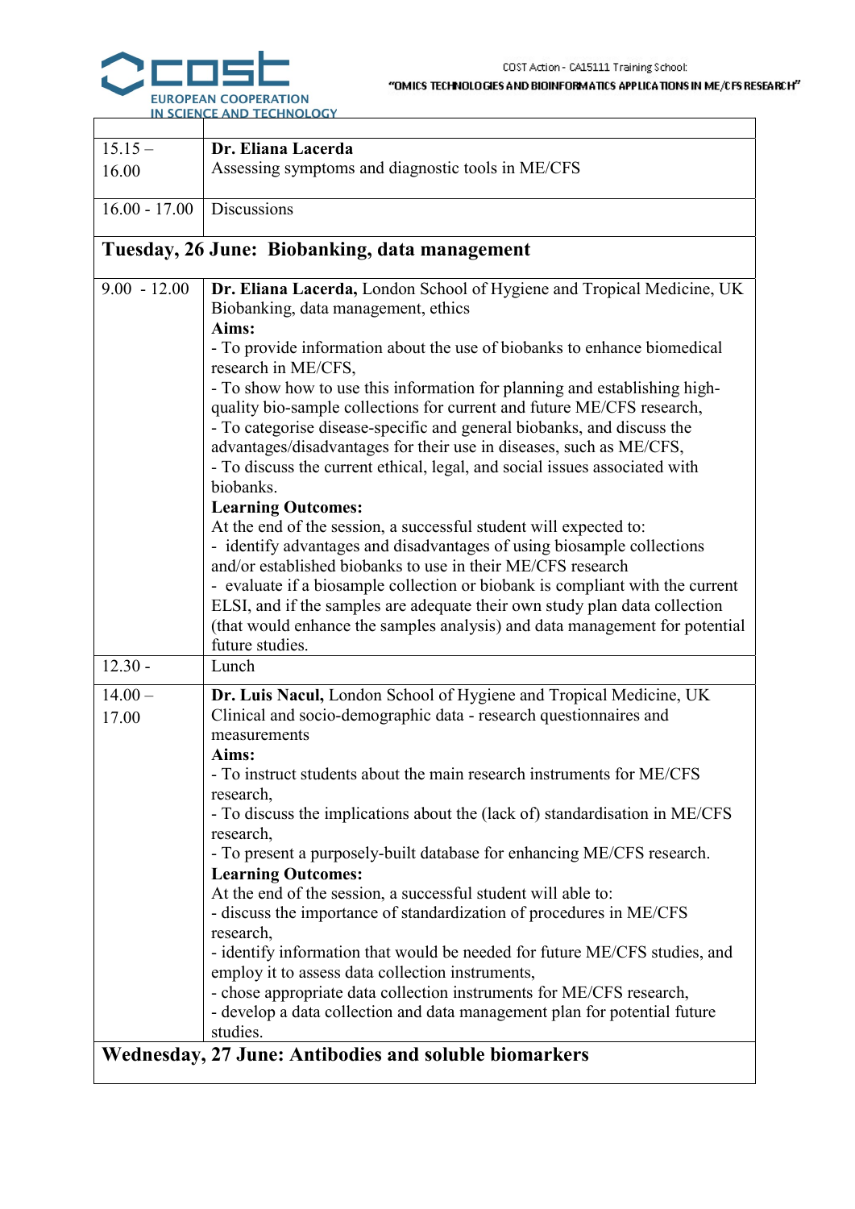| | |
|---|---|
| 15.15 – 16.00 | **Dr. Eliana Lacerda**<br>Assessing symptoms and diagnostic tools in ME/CFS |
| 16.00 - 17.00 | Discussions |
| **Tuesday, 26 June: Biobanking, data management** | |
| 9.00 - 12.00 | **Dr. Eliana Lacerda,** London School of Hygiene and Tropical Medicine, UK<br>Biobanking, data management, ethics<br>**Aims:**<br>- To provide information about the use of biobanks to enhance biomedical research in ME/CFS,<br>- To show how to use this information for planning and establishing high-quality bio-sample collections for current and future ME/CFS research,<br>- To categorise disease-specific and general biobanks, and discuss the advantages/disadvantages for their use in diseases, such as ME/CFS,<br>- To discuss the current ethical, legal, and social issues associated with biobanks.<br>**Learning Outcomes:**<br>At the end of the session, a successful student will expected to:<br>- identify advantages and disadvantages of using biosample collections and/or established biobanks to use in their ME/CFS research<br>- evaluate if a biosample collection or biobank is compliant with the current ELSI, and if the samples are adequate their own study plan data collection (that would enhance the samples analysis) and data management for potential future studies. |
| 12.30 - | Lunch |
| 14.00 – 17.00 | **Dr. Luis Nacul,** London School of Hygiene and Tropical Medicine, UK<br>Clinical and socio-demographic data - research questionnaires and measurements<br>**Aims:**<br>- To instruct students about the main research instruments for ME/CFS research,<br>- To discuss the implications about the (lack of) standardisation in ME/CFS research,<br>- To present a purposely-built database for enhancing ME/CFS research.<br>**Learning Outcomes:**<br>At the end of the session, a successful student will able to:<br>- discuss the importance of standardization of procedures in ME/CFS research,<br>- identify information that would be needed for future ME/CFS studies, and employ it to assess data collection instruments,<br>- chose appropriate data collection instruments for ME/CFS research,<br>- develop a data collection and data management plan for potential future studies. |
| **Wednesday, 27 June: Antibodies and soluble biomarkers** | |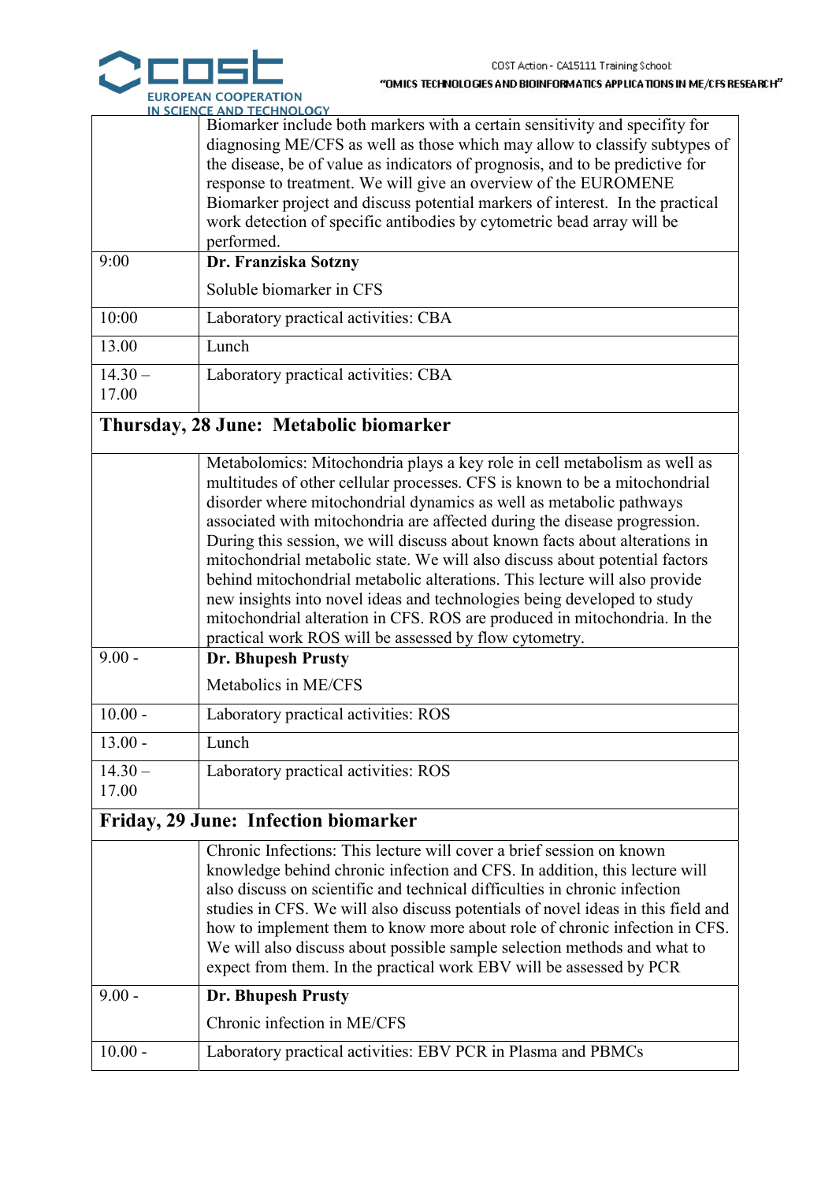| | |
|---|---|
| | Biomarker include both markers with a certain sensitivity and specifity for diagnosing ME/CFS as well as those which may allow to classify subtypes of the disease, be of value as indicators of prognosis, and to be predictive for response to treatment. We will give an overview of the EUROMENE Biomarker project and discuss potential markers of interest. In the practical work detection of specific antibodies by cytometric bead array will be performed. |
| 9:00 | **Dr. Franziska Sotzny**<br>Soluble biomarker in CFS |
| 10:00 | Laboratory practical activities: CBA |
| 13.00 | Lunch |
| 14.30 – 17.00 | Laboratory practical activities: CBA |
| **Thursday, 28 June: Metabolic biomarker** | |
| | Metabolomics: Mitochondria plays a key role in cell metabolism as well as multitudes of other cellular processes. CFS is known to be a mitochondrial disorder where mitochondrial dynamics as well as metabolic pathways associated with mitochondria are affected during the disease progression. During this session, we will discuss about known facts about alterations in mitochondrial metabolic state. We will also discuss about potential factors behind mitochondrial metabolic alterations. This lecture will also provide new insights into novel ideas and technologies being developed to study mitochondrial alteration in CFS. ROS are produced in mitochondria. In the practical work ROS will be assessed by flow cytometry. |
| 9.00 - | **Dr. Bhupesh Prusty**<br>Metabolics in ME/CFS |
| 10.00 - | Laboratory practical activities: ROS |
| 13.00 - | Lunch |
| 14.30 – 17.00 | Laboratory practical activities: ROS |
| **Friday, 29 June: Infection biomarker** | |
| | Chronic Infections: This lecture will cover a brief session on known knowledge behind chronic infection and CFS. In addition, this lecture will also discuss on scientific and technical difficulties in chronic infection studies in CFS. We will also discuss potentials of novel ideas in this field and how to implement them to know more about role of chronic infection in CFS. We will also discuss about possible sample selection methods and what to expect from them. In the practical work EBV will be assessed by PCR |
| 9.00 - | **Dr. Bhupesh Prusty**<br>Chronic infection in ME/CFS |
| 10.00 - | Laboratory practical activities: EBV PCR in Plasma and PBMCs |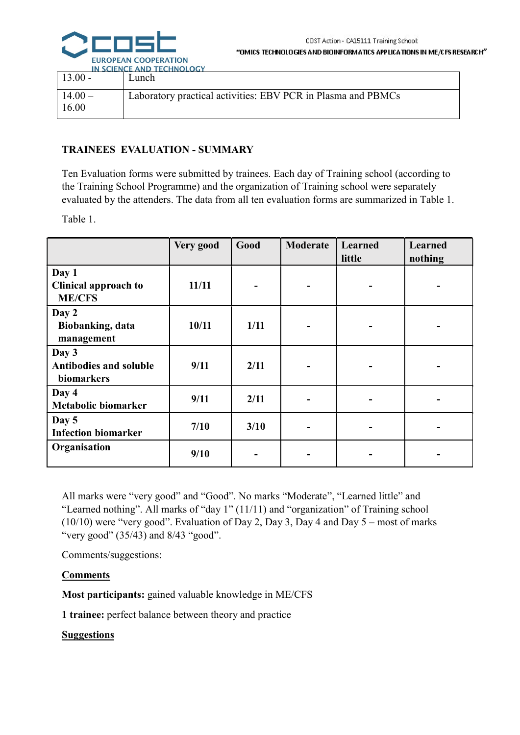| 13.00 - | Lunch |
|---|---|
| 14.00 – 16.00 | Laboratory practical activities: EBV PCR in Plasma and PBMCs |

**TRAINEES EVALUATION - SUMMARY**

Ten Evaluation forms were submitted by trainees. Each day of Training school (according to the Training School Programme) and the organization of Training school were separately evaluated by the attenders. The data from all ten evaluation forms are summarized in Table 1.

Table 1.

| | Very good | Good | Moderate | Learned little | Learned nothing |
|---|---|---|---|---|---|
| **Day 1 Clinical approach to ME/CFS** | **11/11** | - | - | - | - |
| **Day 2 Biobanking, data management** | **10/11** | **1/11** | - | - | - |
| **Day 3 Antibodies and soluble biomarkers** | **9/11** | **2/11** | - | - | - |
| **Day 4 Metabolic biomarker** | **9/11** | **2/11** | - | - | - |
| **Day 5 Infection biomarker** | **7/10** | **3/10** | - | - | - |
| **Organisation** | **9/10** | - | - | - | - |

All marks were "very good" and "Good". No marks "Moderate", "Learned little" and "Learned nothing". All marks of "day 1" (11/11) and "organization" of Training school (10/10) were "very good". Evaluation of Day 2, Day 3, Day 4 and Day 5 – most of marks "very good" (35/43) and 8/43 "good".

Comments/suggestions:

**Comments**

**Most participants:** gained valuable knowledge in ME/CFS

**1 trainee:** perfect balance between theory and practice

**Suggestions**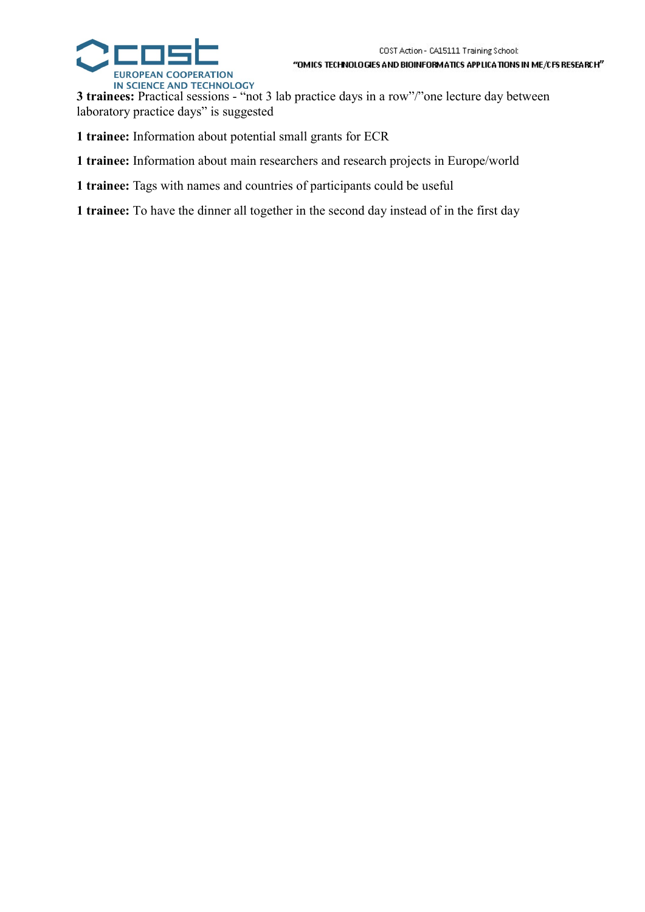**3 trainees:** Practical sessions - "not 3 lab practice days in a row"/"one lecture day between laboratory practice days" is suggested

**1 trainee:** Information about potential small grants for ECR

**1 trainee:** Information about main researchers and research projects in Europe/world

**1 trainee:** Tags with names and countries of participants could be useful

**1 trainee:** To have the dinner all together in the second day instead of in the first day